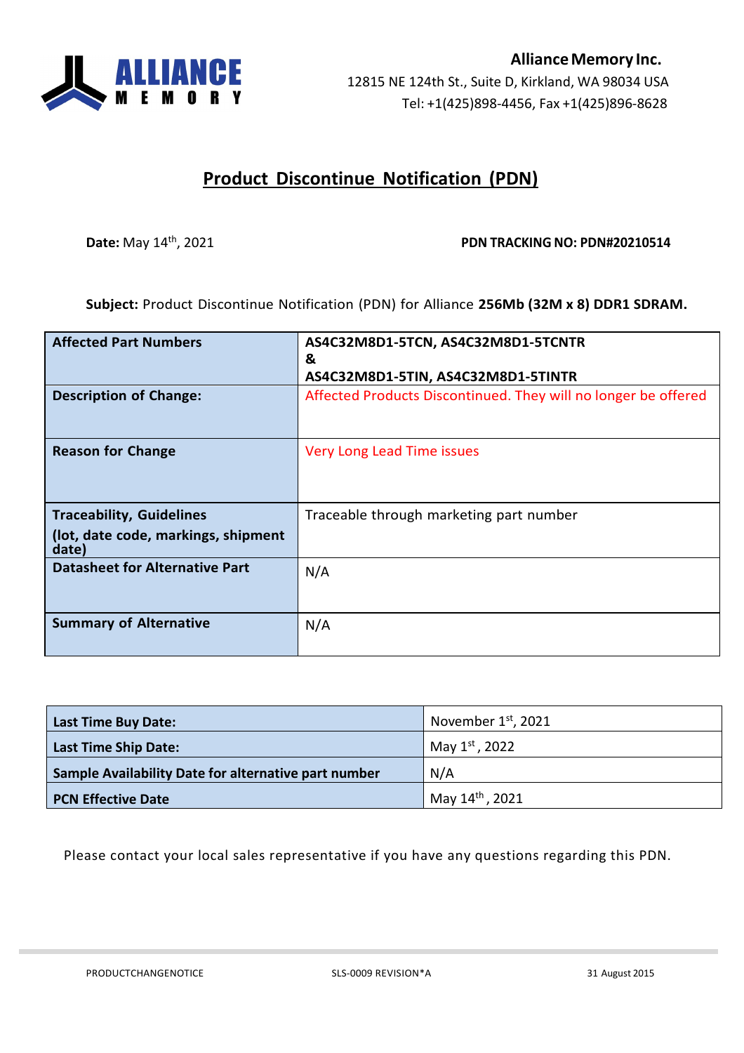**Alliance Memory Inc.**
12815 NE 124th St., Suite D, Kirkland, WA 98034 USA
Tel: +1(425)898-4456, Fax +1(425)896-8628

# Product Discontinue Notification (PDN)

**Date:** May 14th, 2021

**PDN TRACKING NO: PDN#20210514**

**Subject:** Product Discontinue Notification (PDN) for Alliance **256Mb (32M x 8) DDR1 SDRAM.**

| | |
|---|---|
| **Affected Part Numbers** | **AS4C32M8D1-5TCN, AS4C32M8D1-5TCNTR & AS4C32M8D1-5TIN, AS4C32M8D1-5TINTR** |
| **Description of Change:** | Affected Products Discontinued. They will no longer be offered |
| **Reason for Change** | Very Long Lead Time issues |
| **Traceability, Guidelines (lot, date code, markings, shipment date)** | Traceable through marketing part number |
| **Datasheet for Alternative Part** | N/A |
| **Summary of Alternative** | N/A |

| | |
|---|---|
| **Last Time Buy Date:** | November 1st, 2021 |
| **Last Time Ship Date:** | May 1st, 2022 |
| **Sample Availability Date for alternative part number** | N/A |
| **PCN Effective Date** | May 14th, 2021 |

Please contact your local sales representative if you have any questions regarding this PDN.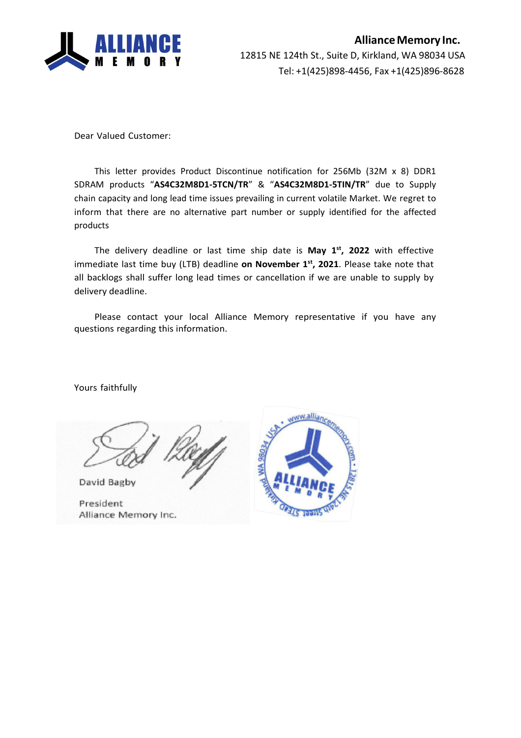**Alliance Memory Inc.**
12815 NE 124th St., Suite D, Kirkland, WA 98034 USA
Tel: +1(425)898-4456, Fax +1(425)896-8628

Dear Valued Customer:

This letter provides Product Discontinue notification for 256Mb (32M x 8) DDR1 SDRAM products “**AS4C32M8D1-5TCN/TR**” & “**AS4C32M8D1-5TIN/TR**” due to Supply chain capacity and long lead time issues prevailing in current volatile Market. We regret to inform that there are no alternative part number or supply identified for the affected products

The delivery deadline or last time ship date is **May 1st, 2022** with effective immediate last time buy (LTB) deadline **on November 1st, 2021**. Please take note that all backlogs shall suffer long lead times or cancellation if we are unable to supply by delivery deadline.

Please contact your local Alliance Memory representative if you have any questions regarding this information.

Yours faithfully

David Bagby

President
Alliance Memory Inc.